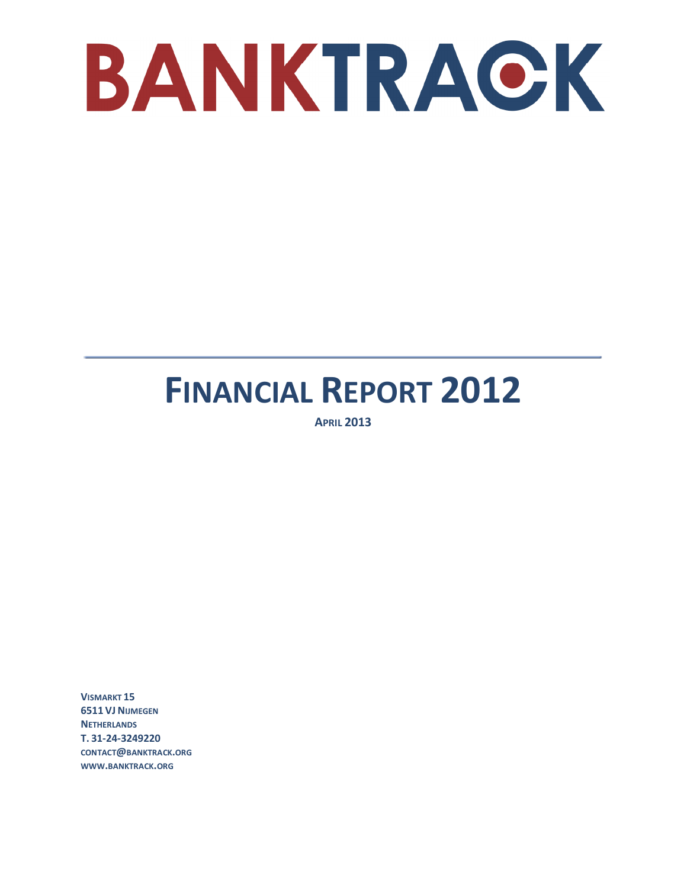# BANKTRACK

# FINANCIAL REPORT 2012

**APRIL 2013**

**VISMARKT 15**
**6511 VJ NIJMEGEN**
**NETHERLANDS**
**T. 31-24-3249220**
**CONTACT@BANKTRACK.ORG**
**WWW.BANKTRACK.ORG**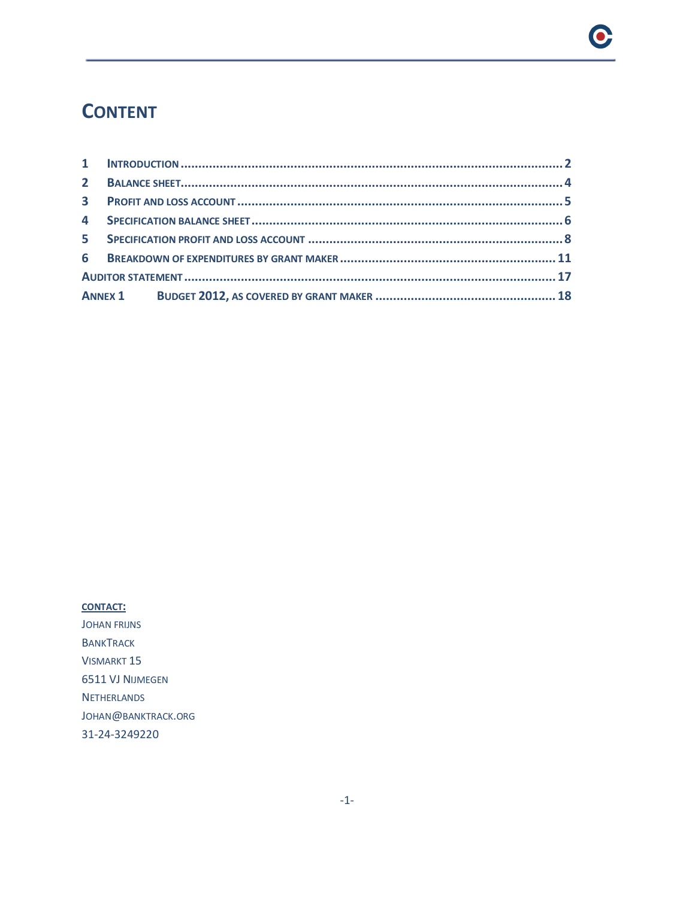# Content

| | | |
|---|---|---|
| 1 | Introduction | 2 |
| 2 | Balance sheet | 4 |
| 3 | Profit and loss account | 5 |
| 4 | Specification balance sheet | 6 |
| 5 | Specification profit and loss account | 8 |
| 6 | Breakdown of expenditures by grant maker | 11 |
| | Auditor statement | 17 |
| Annex 1 | Budget 2012, as covered by grant maker | 18 |

**CONTACT:**

Johan Frijns
BankTrack
Vismarkt 15
6511 VJ Nijmegen
Netherlands
johan@banktrack.org
31-24-3249220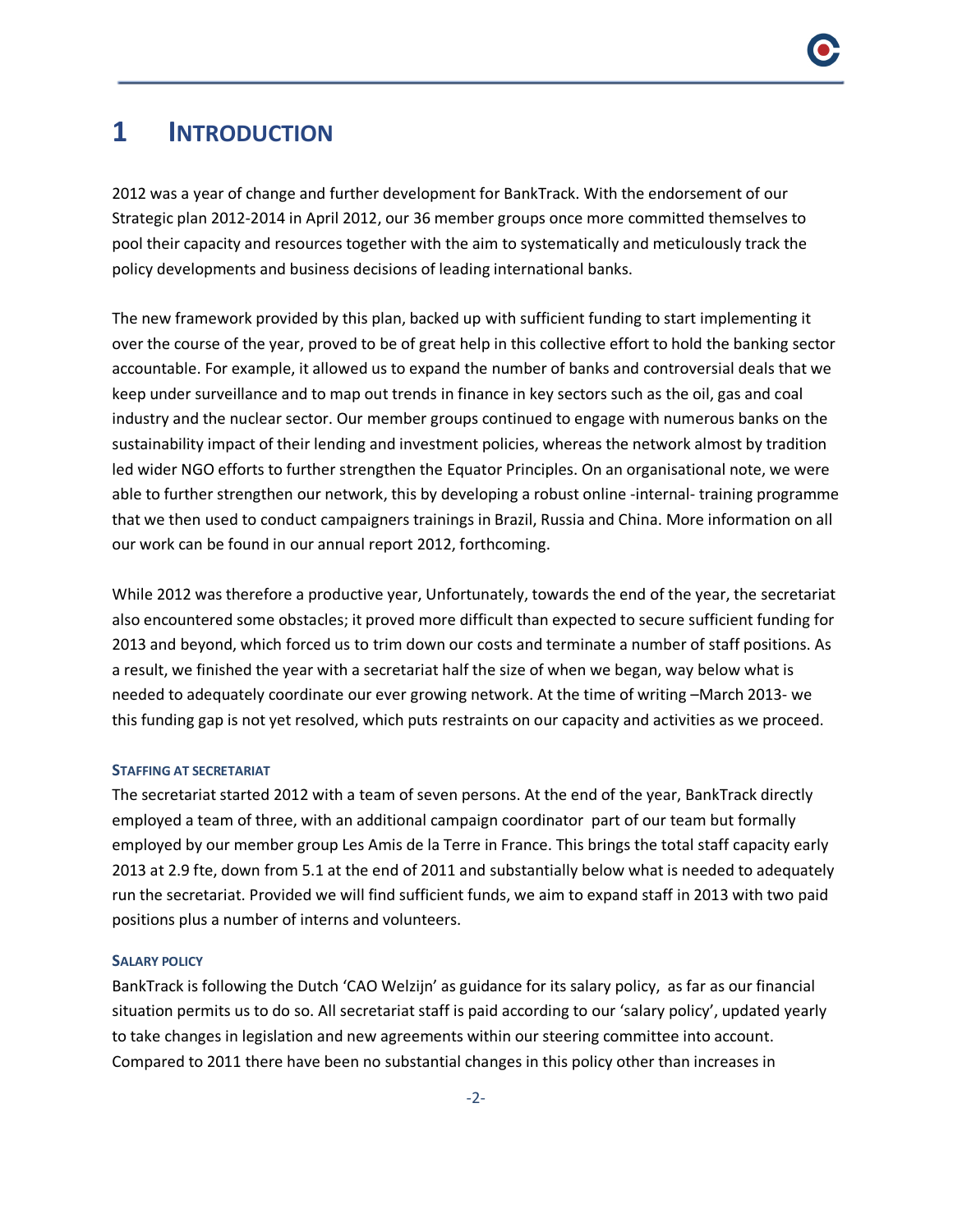# 1 INTRODUCTION

2012 was a year of change and further development for BankTrack. With the endorsement of our Strategic plan 2012-2014 in April 2012, our 36 member groups once more committed themselves to pool their capacity and resources together with the aim to systematically and meticulously track the policy developments and business decisions of leading international banks.

The new framework provided by this plan, backed up with sufficient funding to start implementing it over the course of the year, proved to be of great help in this collective effort to hold the banking sector accountable. For example, it allowed us to expand the number of banks and controversial deals that we keep under surveillance and to map out trends in finance in key sectors such as the oil, gas and coal industry and the nuclear sector. Our member groups continued to engage with numerous banks on the sustainability impact of their lending and investment policies, whereas the network almost by tradition led wider NGO efforts to further strengthen the Equator Principles. On an organisational note, we were able to further strengthen our network, this by developing a robust online -internal- training programme that we then used to conduct campaigners trainings in Brazil, Russia and China. More information on all our work can be found in our annual report 2012, forthcoming.

While 2012 was therefore a productive year, Unfortunately, towards the end of the year, the secretariat also encountered some obstacles; it proved more difficult than expected to secure sufficient funding for 2013 and beyond, which forced us to trim down our costs and terminate a number of staff positions. As a result, we finished the year with a secretariat half the size of when we began, way below what is needed to adequately coordinate our ever growing network. At the time of writing –March 2013- we this funding gap is not yet resolved, which puts restraints on our capacity and activities as we proceed.

#### STAFFING AT SECRETARIAT

The secretariat started 2012 with a team of seven persons. At the end of the year, BankTrack directly employed a team of three, with an additional campaign coordinator part of our team but formally employed by our member group Les Amis de la Terre in France. This brings the total staff capacity early 2013 at 2.9 fte, down from 5.1 at the end of 2011 and substantially below what is needed to adequately run the secretariat. Provided we will find sufficient funds, we aim to expand staff in 2013 with two paid positions plus a number of interns and volunteers.

#### SALARY POLICY

BankTrack is following the Dutch 'CAO Welzijn' as guidance for its salary policy, as far as our financial situation permits us to do so. All secretariat staff is paid according to our 'salary policy', updated yearly to take changes in legislation and new agreements within our steering committee into account. Compared to 2011 there have been no substantial changes in this policy other than increases in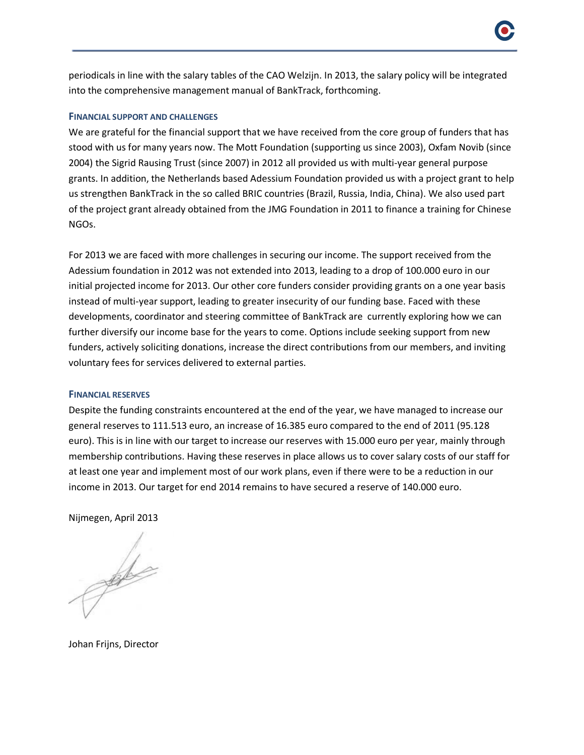periodicals in line with the salary tables of the CAO Welzijn. In 2013, the salary policy will be integrated into the comprehensive management manual of BankTrack, forthcoming.

### FINANCIAL SUPPORT AND CHALLENGES

We are grateful for the financial support that we have received from the core group of funders that has stood with us for many years now. The Mott Foundation (supporting us since 2003), Oxfam Novib (since 2004) the Sigrid Rausing Trust (since 2007) in 2012 all provided us with multi-year general purpose grants. In addition, the Netherlands based Adessium Foundation provided us with a project grant to help us strengthen BankTrack in the so called BRIC countries (Brazil, Russia, India, China). We also used part of the project grant already obtained from the JMG Foundation in 2011 to finance a training for Chinese NGOs.

For 2013 we are faced with more challenges in securing our income. The support received from the Adessium foundation in 2012 was not extended into 2013, leading to a drop of 100.000 euro in our initial projected income for 2013. Our other core funders consider providing grants on a one year basis instead of multi-year support, leading to greater insecurity of our funding base. Faced with these developments, coordinator and steering committee of BankTrack are currently exploring how we can further diversify our income base for the years to come. Options include seeking support from new funders, actively soliciting donations, increase the direct contributions from our members, and inviting voluntary fees for services delivered to external parties.

### FINANCIAL RESERVES

Despite the funding constraints encountered at the end of the year, we have managed to increase our general reserves to 111.513 euro, an increase of 16.385 euro compared to the end of 2011 (95.128 euro). This is in line with our target to increase our reserves with 15.000 euro per year, mainly through membership contributions. Having these reserves in place allows us to cover salary costs of our staff for at least one year and implement most of our work plans, even if there were to be a reduction in our income in 2013. Our target for end 2014 remains to have secured a reserve of 140.000 euro.

Nijmegen, April 2013

Johan Frijns, Director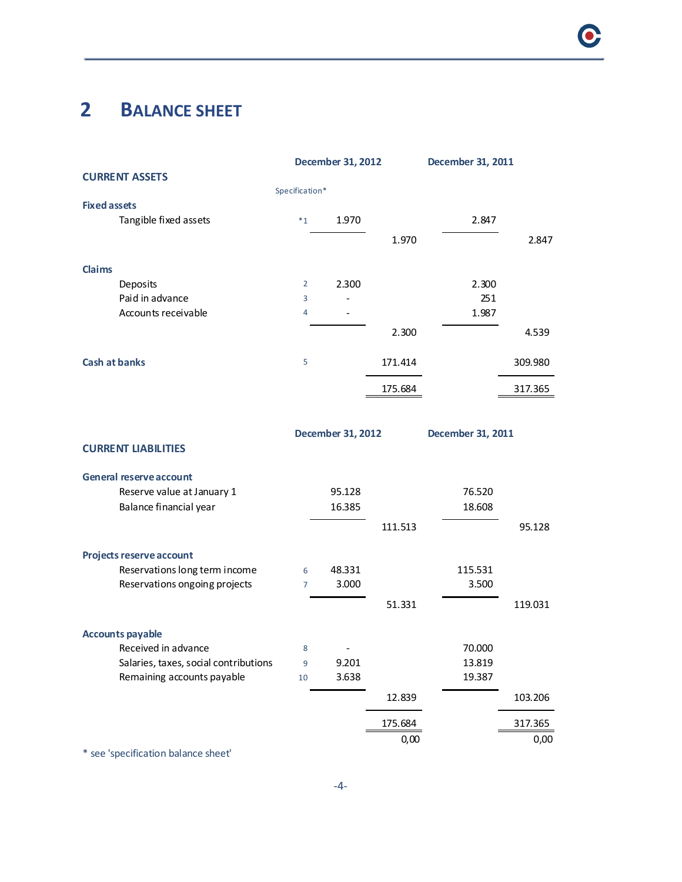# 2 BALANCE SHEET

| CURRENT ASSETS | Specification* | December 31, 2012 | | December 31, 2011 | |
|---|---|---|---|---|---|
| **Fixed assets** | | | | | |
| Tangible fixed assets | *1 | 1.970 | | 2.847 | |
| | | | 1.970 | | 2.847 |
| **Claims** | | | | | |
| Deposits | 2 | 2.300 | | 2.300 | |
| Paid in advance | 3 | - | | 251 | |
| Accounts receivable | 4 | - | | 1.987 | |
| | | | 2.300 | | 4.539 |
| **Cash at banks** | 5 | | 171.414 | | 309.980 |
| | | | 175.684 | | 317.365 |

| CURRENT LIABILITIES | | December 31, 2012 | | December 31, 2011 | |
|---|---|---|---|---|---|
| **General reserve account** | | | | | |
| Reserve value at January 1 | | 95.128 | | 76.520 | |
| Balance financial year | | 16.385 | | 18.608 | |
| | | | 111.513 | | 95.128 |
| **Projects reserve account** | | | | | |
| Reservations long term income | 6 | 48.331 | | 115.531 | |
| Reservations ongoing projects | 7 | 3.000 | | 3.500 | |
| | | | 51.331 | | 119.031 |
| **Accounts payable** | | | | | |
| Received in advance | 8 | - | | 70.000 | |
| Salaries, taxes, social contributions | 9 | 9.201 | | 13.819 | |
| Remaining accounts payable | 10 | 3.638 | | 19.387 | |
| | | | 12.839 | | 103.206 |
| | | | 175.684 | | 317.365 |
| | | | 0,00 | | 0,00 |

* see 'specification balance sheet'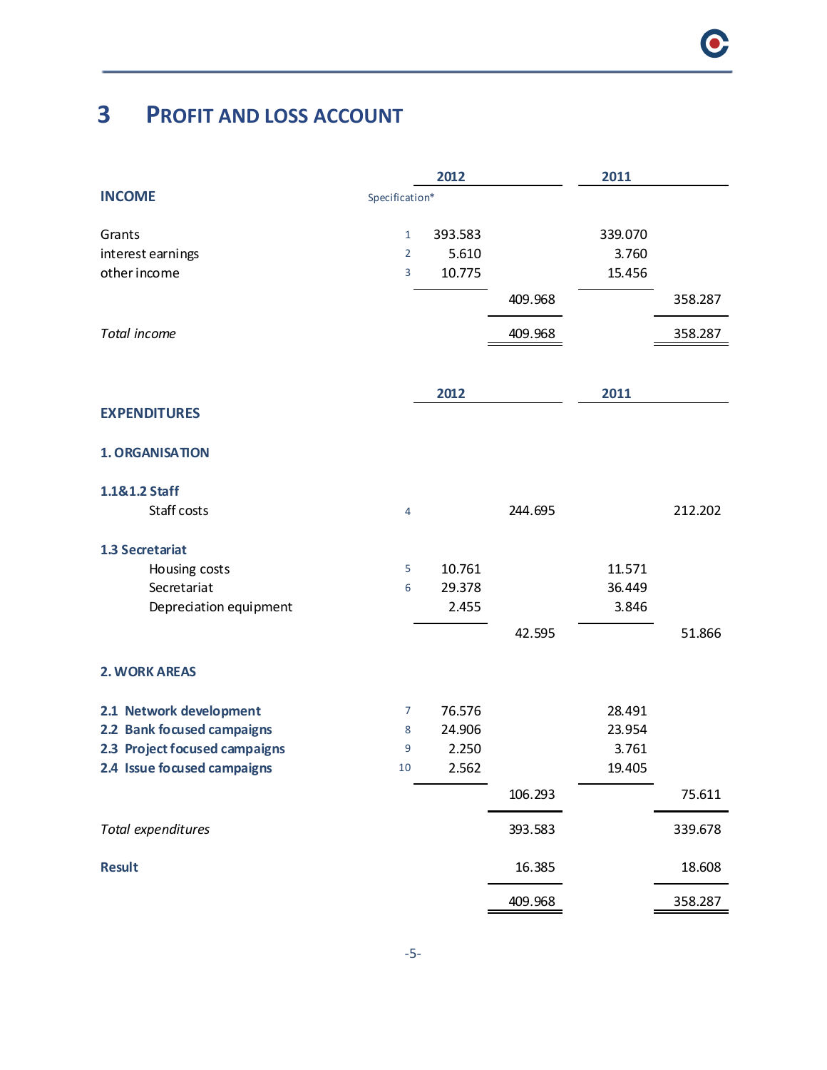# 3 PROFIT AND LOSS ACCOUNT

| INCOME | Specification* | 2012 | | 2011 | |
|---|---|---|---|---|---|
| Grants | 1 | 393.583 | | 339.070 | |
| interest earnings | 2 | 5.610 | | 3.760 | |
| other income | 3 | 10.775 | | 15.456 | |
| | | | 409.968 | | 358.287 |
| *Total income* | | | 409.968 | | 358.287 |

| EXPENDITURES | | 2012 | | 2011 | |
|---|---|---|---|---|---|
| **1. ORGANISATION** | | | | | |
| **1.1&1.2 Staff** | | | | | |
| Staff costs | 4 | | 244.695 | | 212.202 |
| **1.3 Secretariat** | | | | | |
| Housing costs | 5 | 10.761 | | 11.571 | |
| Secretariat | 6 | 29.378 | | 36.449 | |
| Depreciation equipment | | 2.455 | | 3.846 | |
| | | | 42.595 | | 51.866 |
| **2. WORK AREAS** | | | | | |
| **2.1 Network development** | 7 | 76.576 | | 28.491 | |
| **2.2 Bank focused campaigns** | 8 | 24.906 | | 23.954 | |
| **2.3 Project focused campaigns** | 9 | 2.250 | | 3.761 | |
| **2.4 Issue focused campaigns** | 10 | 2.562 | | 19.405 | |
| | | | 106.293 | | 75.611 |
| *Total expenditures* | | | 393.583 | | 339.678 |
| **Result** | | | 16.385 | | 18.608 |
| | | | 409.968 | | 358.287 |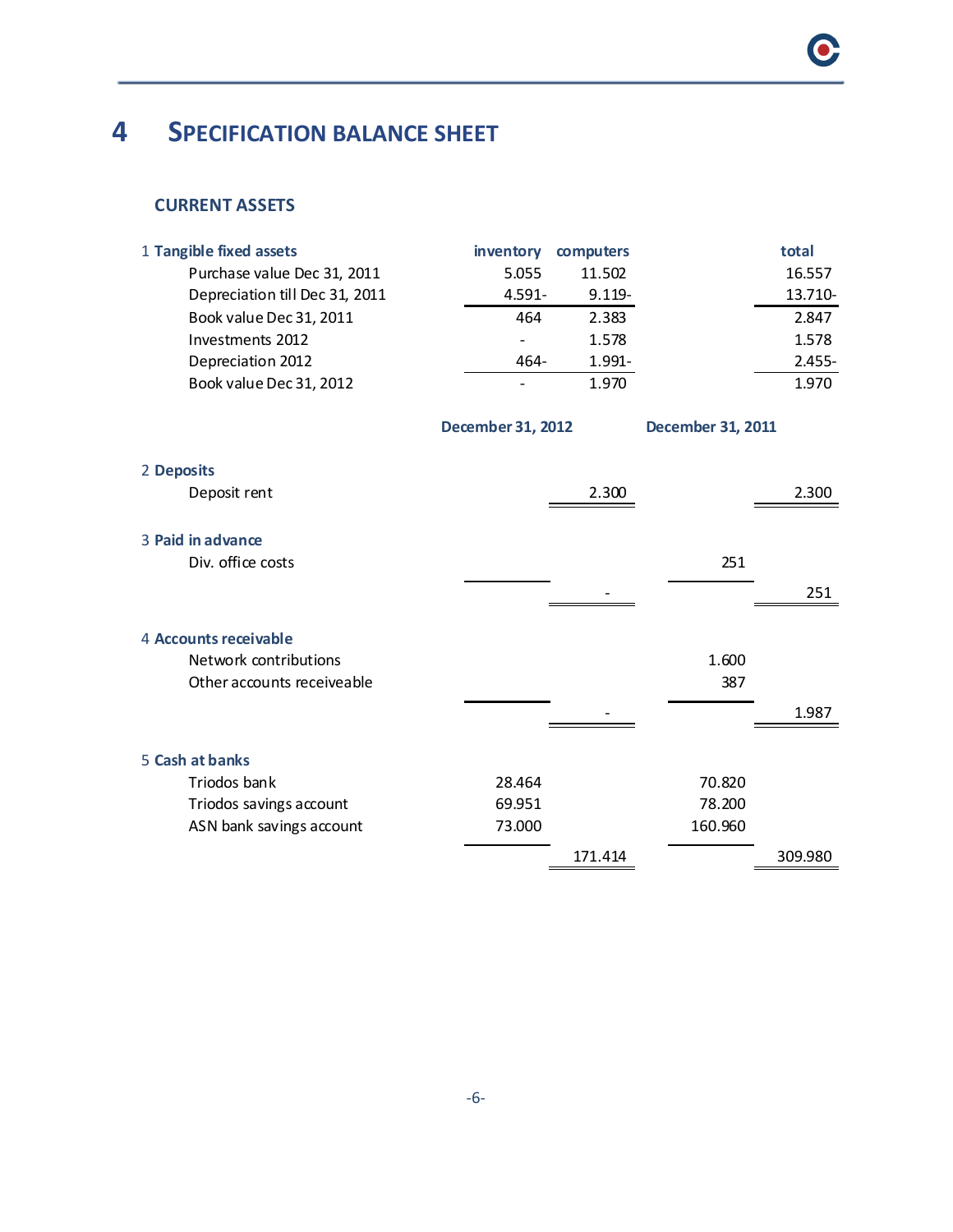# 4 SPECIFICATION BALANCE SHEET

## CURRENT ASSETS

| 1 Tangible fixed assets | inventory | computers | total |
|---|---|---|---|
| Purchase value Dec 31, 2011 | 5.055 | 11.502 | 16.557 |
| Depreciation till Dec 31, 2011 | 4.591- | 9.119- | 13.710- |
| Book value Dec 31, 2011 | 464 | 2.383 | 2.847 |
| Investments 2012 | - | 1.578 | 1.578 |
| Depreciation 2012 | 464- | 1.991- | 2.455- |
| Book value Dec 31, 2012 | - | 1.970 | 1.970 |

| | December 31, 2012 | | December 31, 2011 | |
|---|---|---|---|---|
| **2 Deposits** | | | | |
| Deposit rent | | 2.300 | | 2.300 |
| **3 Paid in advance** | | | | |
| Div. office costs | | | 251 | |
| | | - | | 251 |
| **4 Accounts receivable** | | | | |
| Network contributions | | | 1.600 | |
| Other accounts receiveable | | | 387 | |
| | | - | | 1.987 |
| **5 Cash at banks** | | | | |
| Triodos bank | 28.464 | | 70.820 | |
| Triodos savings account | 69.951 | | 78.200 | |
| ASN bank savings account | 73.000 | | 160.960 | |
| | | 171.414 | | 309.980 |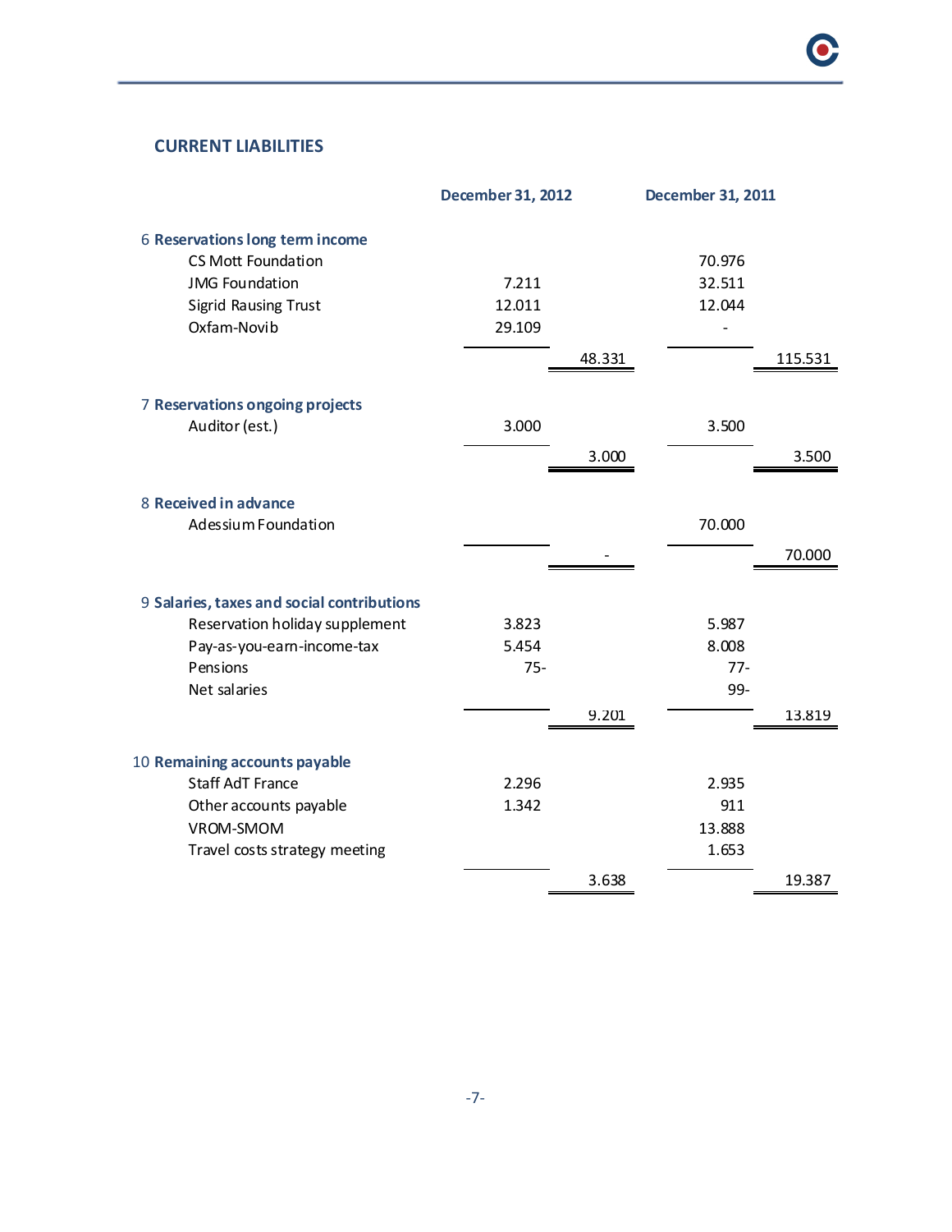## CURRENT LIABILITIES

| | December 31, 2012 | | December 31, 2011 | |
|---|---|---|---|---|
| **6 Reservations long term income** | | | | |
| CS Mott Foundation | | | 70.976 | |
| JMG Foundation | 7.211 | | 32.511 | |
| Sigrid Rausing Trust | 12.011 | | 12.044 | |
| Oxfam-Novib | 29.109 | | - | |
| | | 48.331 | | 115.531 |
| **7 Reservations ongoing projects** | | | | |
| Auditor (est.) | 3.000 | | 3.500 | |
| | | 3.000 | | 3.500 |
| **8 Received in advance** | | | | |
| Adessium Foundation | | | 70.000 | |
| | | - | | 70.000 |
| **9 Salaries, taxes and social contributions** | | | | |
| Reservation holiday supplement | 3.823 | | 5.987 | |
| Pay-as-you-earn-income-tax | 5.454 | | 8.008 | |
| Pensions | 75- | | 77- | |
| Net salaries | | | 99- | |
| | | 9.201 | | 13.819 |
| **10 Remaining accounts payable** | | | | |
| Staff AdT France | 2.296 | | 2.935 | |
| Other accounts payable | 1.342 | | 911 | |
| VROM-SMOM | | | 13.888 | |
| Travel costs strategy meeting | | | 1.653 | |
| | | 3.638 | | 19.387 |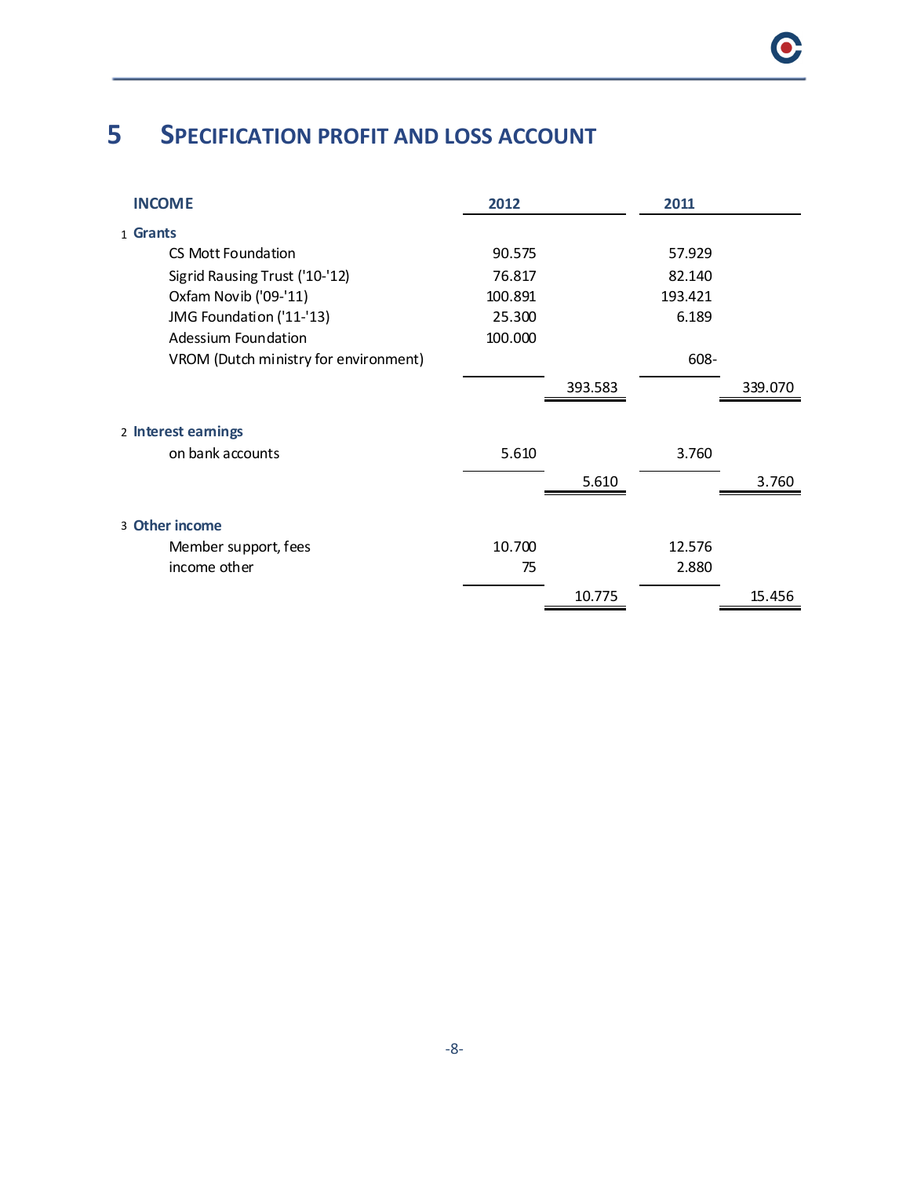# 5 SPECIFICATION PROFIT AND LOSS ACCOUNT

| INCOME | 2012 | | 2011 | |
|---|---|---|---|---|
| 1 **Grants** | | | | |
| CS Mott Foundation | 90.575 | | 57.929 | |
| Sigrid Rausing Trust ('10-'12) | 76.817 | | 82.140 | |
| Oxfam Novib ('09-'11) | 100.891 | | 193.421 | |
| JMG Foundation ('11-'13) | 25.300 | | 6.189 | |
| Adessium Foundation | 100.000 | | | |
| VROM (Dutch ministry for environment) | | | 608- | |
| | | 393.583 | | 339.070 |
| 2 **Interest earnings** | | | | |
| on bank accounts | 5.610 | | 3.760 | |
| | | 5.610 | | 3.760 |
| 3 **Other income** | | | | |
| Member support, fees | 10.700 | | 12.576 | |
| income other | 75 | | 2.880 | |
| | | 10.775 | | 15.456 |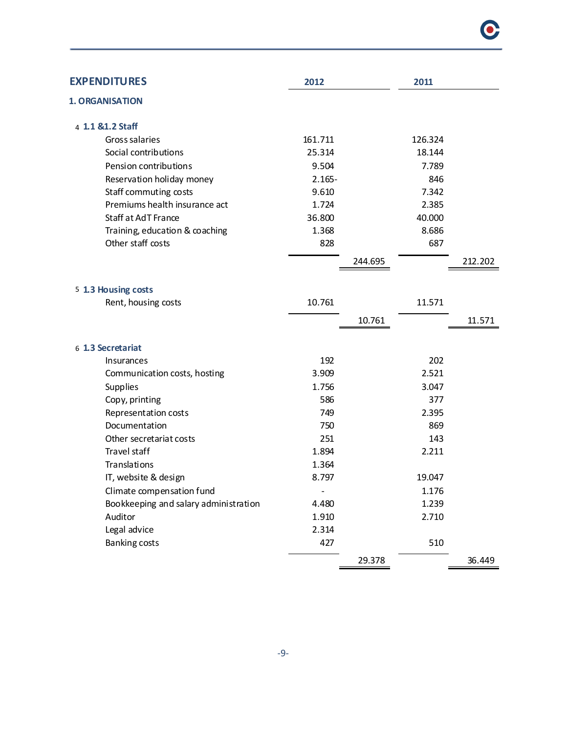| EXPENDITURES | 2012 | | 2011 | |
|---|---|---|---|---|
| **1. ORGANISATION** | | | | |
| 4 **1.1 &1.2 Staff** | | | | |
| Gross salaries | 161.711 | | 126.324 | |
| Social contributions | 25.314 | | 18.144 | |
| Pension contributions | 9.504 | | 7.789 | |
| Reservation holiday money | 2.165- | | 846 | |
| Staff commuting costs | 9.610 | | 7.342 | |
| Premiums health insurance act | 1.724 | | 2.385 | |
| Staff at AdT France | 36.800 | | 40.000 | |
| Training, education & coaching | 1.368 | | 8.686 | |
| Other staff costs | 828 | | 687 | |
| | | 244.695 | | 212.202 |
| 5 **1.3 Housing costs** | | | | |
| Rent, housing costs | 10.761 | | 11.571 | |
| | | 10.761 | | 11.571 |
| 6 **1.3 Secretariat** | | | | |
| Insurances | 192 | | 202 | |
| Communication costs, hosting | 3.909 | | 2.521 | |
| Supplies | 1.756 | | 3.047 | |
| Copy, printing | 586 | | 377 | |
| Representation costs | 749 | | 2.395 | |
| Documentation | 750 | | 869 | |
| Other secretariat costs | 251 | | 143 | |
| Travel staff | 1.894 | | 2.211 | |
| Translations | 1.364 | | | |
| IT, website & design | 8.797 | | 19.047 | |
| Climate compensation fund | - | | 1.176 | |
| Bookkeeping and salary administration | 4.480 | | 1.239 | |
| Auditor | 1.910 | | 2.710 | |
| Legal advice | 2.314 | | | |
| Banking costs | 427 | | 510 | |
| | | 29.378 | | 36.449 |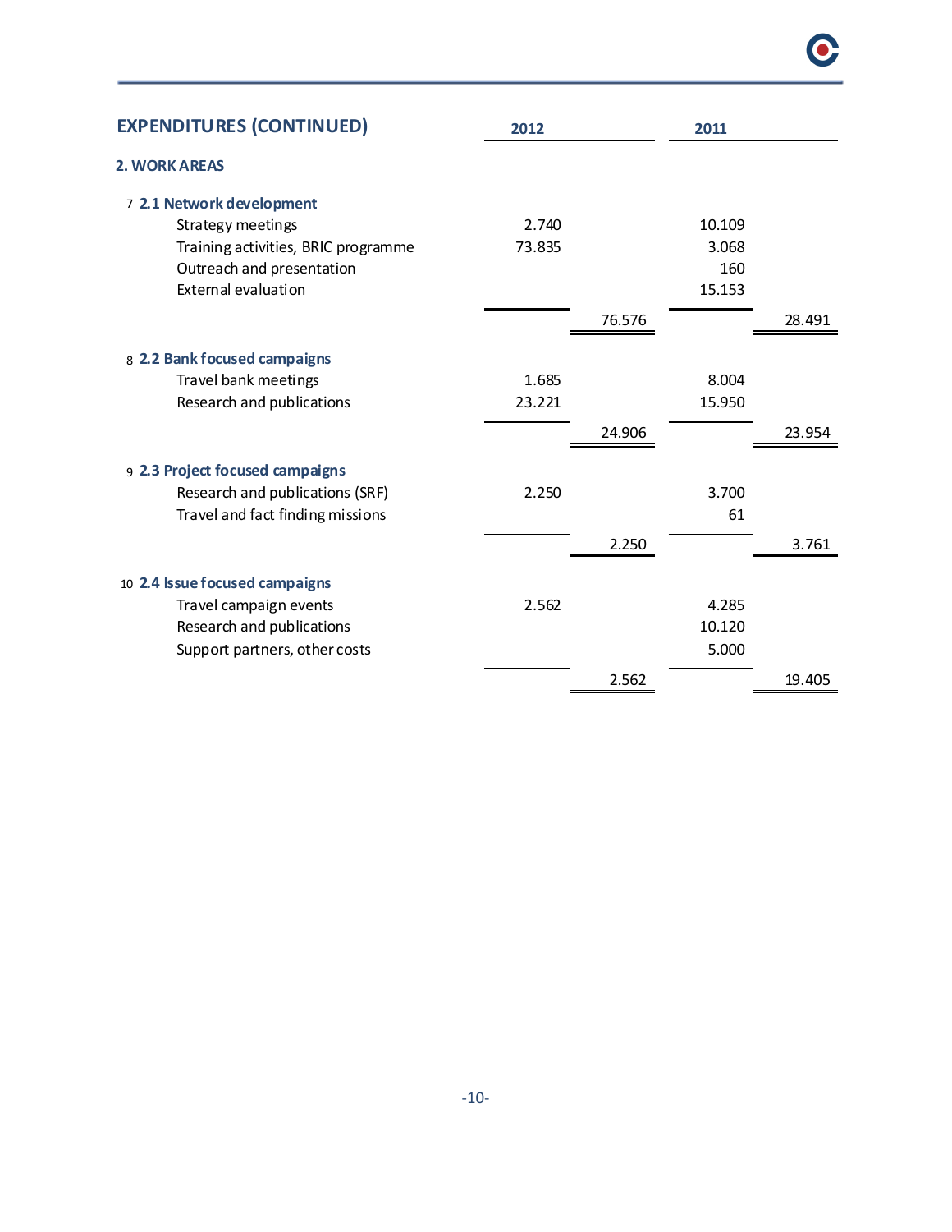## EXPENDITURES (CONTINUED)

| | 2012 | | 2011 | |
|---|---|---|---|---|
| **2. WORK AREAS** | | | | |
| 7 **2.1 Network development** | | | | |
| Strategy meetings | 2.740 | | 10.109 | |
| Training activities, BRIC programme | 73.835 | | 3.068 | |
| Outreach and presentation | | | 160 | |
| External evaluation | | | 15.153 | |
| | | 76.576 | | 28.491 |
| 8 **2.2 Bank focused campaigns** | | | | |
| Travel bank meetings | 1.685 | | 8.004 | |
| Research and publications | 23.221 | | 15.950 | |
| | | 24.906 | | 23.954 |
| 9 **2.3 Project focused campaigns** | | | | |
| Research and publications (SRF) | 2.250 | | 3.700 | |
| Travel and fact finding missions | | | 61 | |
| | | 2.250 | | 3.761 |
| 10 **2.4 Issue focused campaigns** | | | | |
| Travel campaign events | 2.562 | | 4.285 | |
| Research and publications | | | 10.120 | |
| Support partners, other costs | | | 5.000 | |
| | | 2.562 | | 19.405 |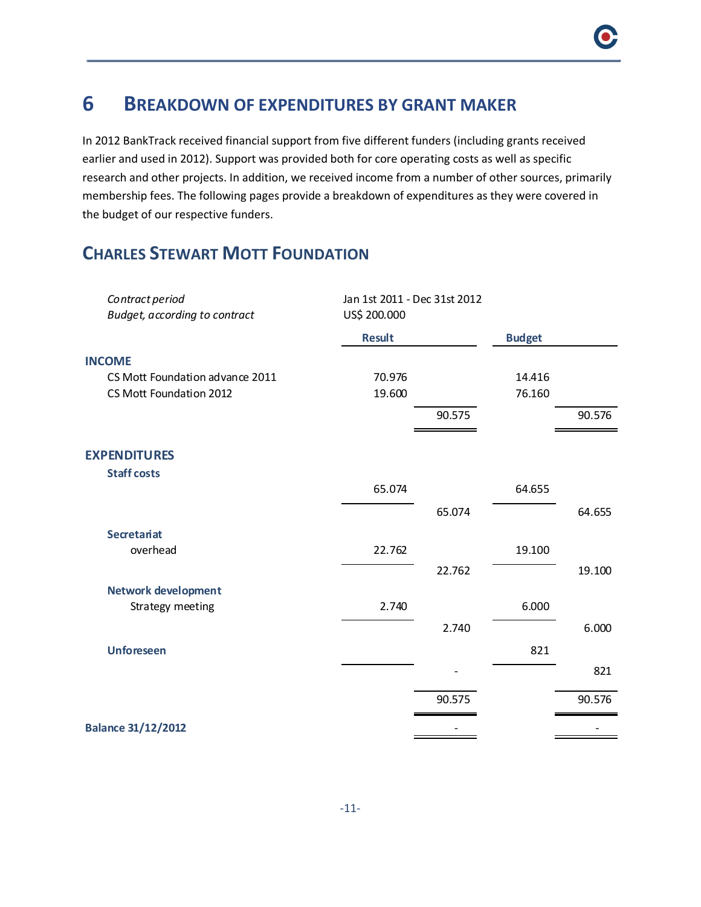# 6 BREAKDOWN OF EXPENDITURES BY GRANT MAKER

In 2012 BankTrack received financial support from five different funders (including grants received earlier and used in 2012). Support was provided both for core operating costs as well as specific research and other projects. In addition, we received income from a number of other sources, primarily membership fees. The following pages provide a breakdown of expenditures as they were covered in the budget of our respective funders.

## CHARLES STEWART MOTT FOUNDATION

| | | | | |
|---|---|---|---|---|
| *Contract period* | Jan 1st 2011 - Dec 31st 2012 | | | |
| *Budget, according to contract* | US$ 200.000 | | | |
| | **Result** | | **Budget** | |
| **INCOME** | | | | |
| CS Mott Foundation advance 2011 | 70.976 | | 14.416 | |
| CS Mott Foundation 2012 | 19.600 | | 76.160 | |
| | | 90.575 | | 90.576 |
| **EXPENDITURES** | | | | |
| **Staff costs** | | | | |
| | 65.074 | | 64.655 | |
| | | 65.074 | | 64.655 |
| **Secretariat** | | | | |
| overhead | 22.762 | | 19.100 | |
| | | 22.762 | | 19.100 |
| **Network development** | | | | |
| Strategy meeting | 2.740 | | 6.000 | |
| | | 2.740 | | 6.000 |
| **Unforeseen** | | | 821 | |
| | | - | | 821 |
| | | 90.575 | | 90.576 |
| **Balance 31/12/2012** | | - | | - |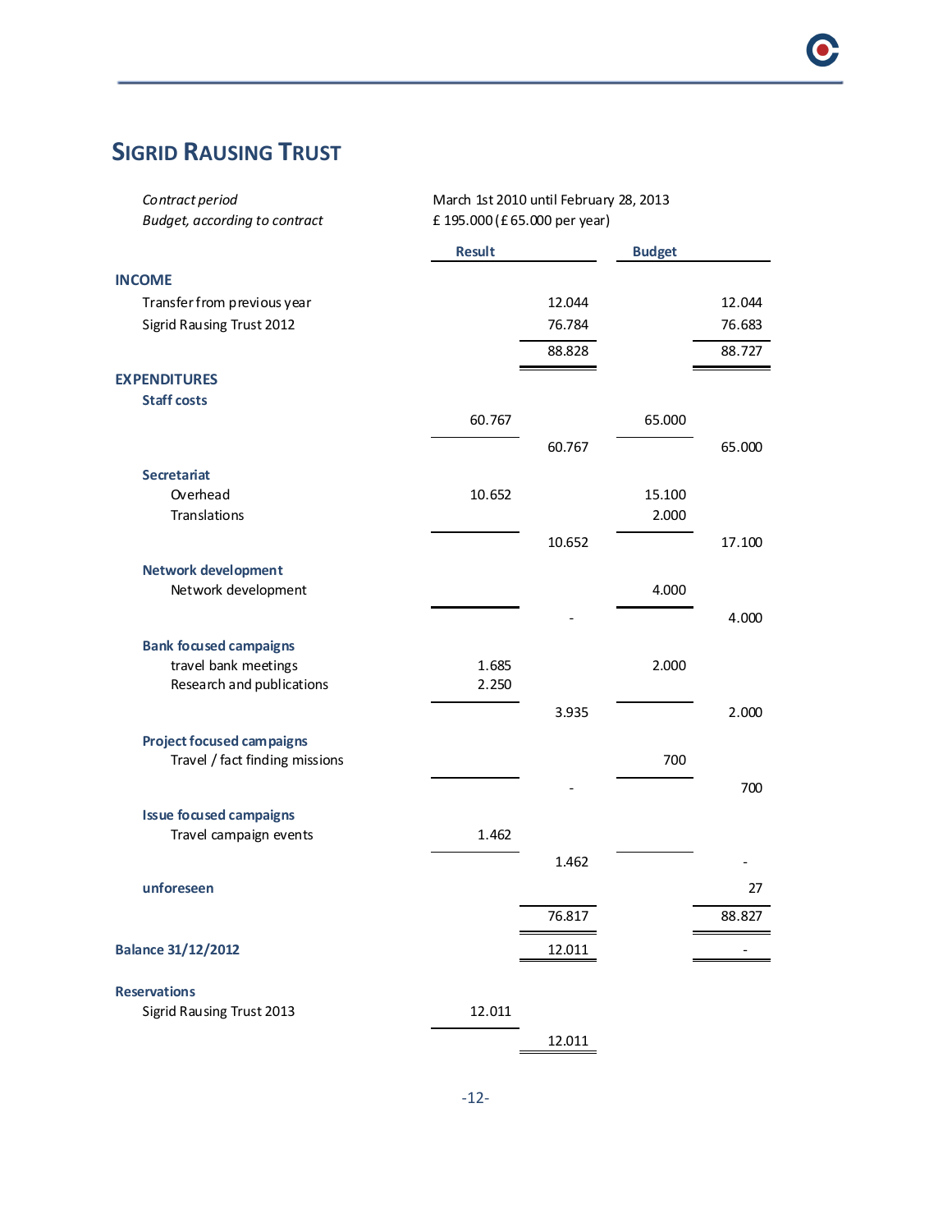# SIGRID RAUSING TRUST

| | |
|---|---|
| *Contract period* | March 1st 2010 until February 28, 2013 |
| *Budget, according to contract* | £ 195.000 (£ 65.000 per year) |

| | Result | | Budget | |
|---|---|---|---|---|
| **INCOME** | | | | |
| Transfer from previous year | | 12.044 | | 12.044 |
| Sigrid Rausing Trust 2012 | | 76.784 | | 76.683 |
| | | 88.828 | | 88.727 |
| **EXPENDITURES** | | | | |
| **Staff costs** | | | | |
| | 60.767 | | 65.000 | |
| | | 60.767 | | 65.000 |
| **Secretariat** | | | | |
| Overhead | 10.652 | | 15.100 | |
| Translations | | | 2.000 | |
| | | 10.652 | | 17.100 |
| **Network development** | | | | |
| Network development | | | 4.000 | |
| | | - | | 4.000 |
| **Bank focused campaigns** | | | | |
| travel bank meetings | 1.685 | | 2.000 | |
| Research and publications | 2.250 | | | |
| | | 3.935 | | 2.000 |
| **Project focused campaigns** | | | | |
| Travel / fact finding missions | | | 700 | |
| | | - | | 700 |
| **Issue focused campaigns** | | | | |
| Travel campaign events | 1.462 | | | |
| | | 1.462 | | - |
| **unforeseen** | | | | 27 |
| | | 76.817 | | 88.827 |
| **Balance 31/12/2012** | | 12.011 | | - |
| **Reservations** | | | | |
| Sigrid Rausing Trust 2013 | 12.011 | | | |
| | | 12.011 | | |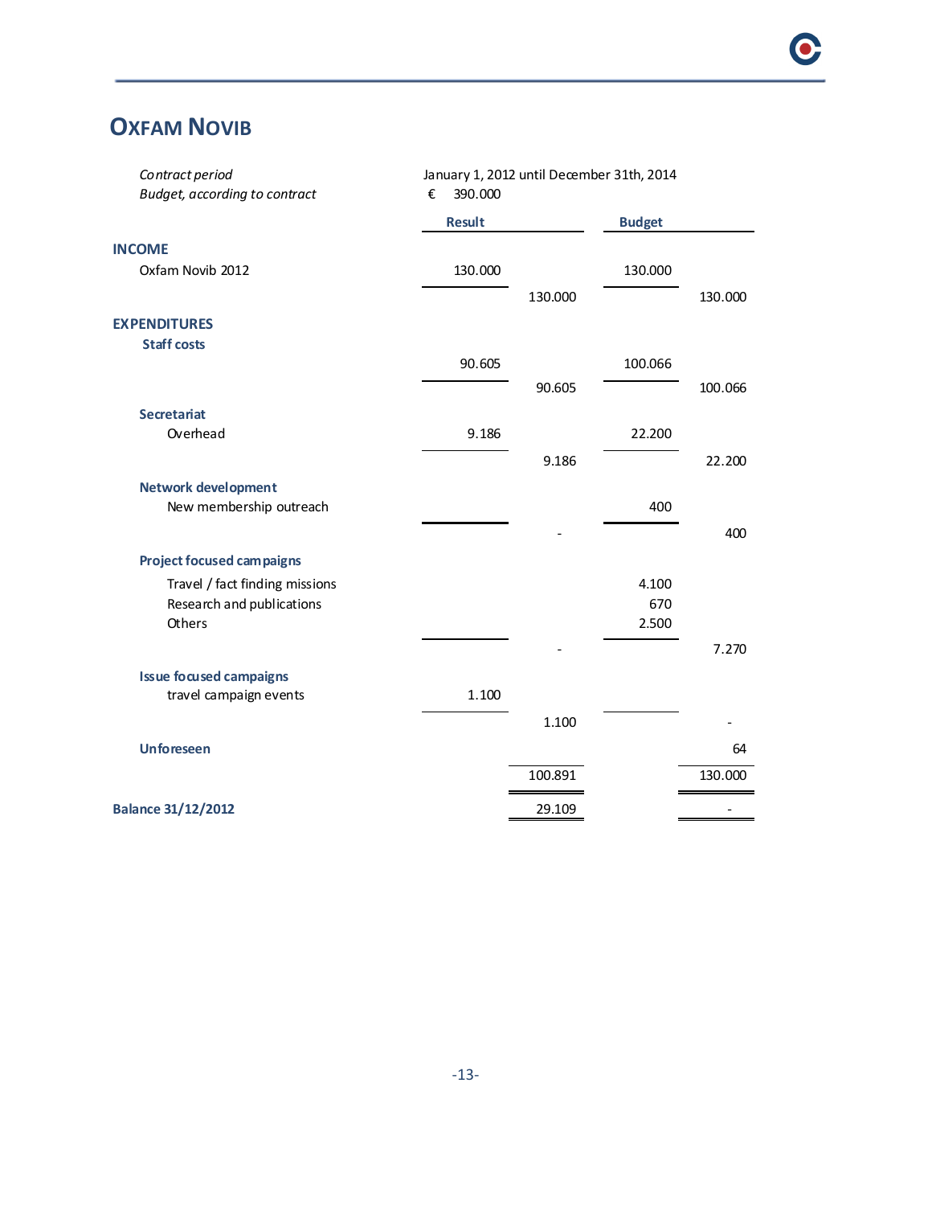# OXFAM NOVIB

*Contract period* January 1, 2012 until December 31th, 2014

*Budget, according to contract* € 390.000

| | Result | | Budget | |
|---|---|---|---|---|
| **INCOME** | | | | |
| Oxfam Novib 2012 | 130.000 | | 130.000 | |
| | | 130.000 | | 130.000 |
| **EXPENDITURES** | | | | |
| **Staff costs** | | | | |
| | 90.605 | | 100.066 | |
| | | 90.605 | | 100.066 |
| **Secretariat** | | | | |
| Overhead | 9.186 | | 22.200 | |
| | | 9.186 | | 22.200 |
| **Network development** | | | | |
| New membership outreach | | | 400 | |
| | | - | | 400 |
| **Project focused campaigns** | | | | |
| Travel / fact finding missions | | | 4.100 | |
| Research and publications | | | 670 | |
| Others | | | 2.500 | |
| | | - | | 7.270 |
| **Issue focused campaigns** | | | | |
| travel campaign events | 1.100 | | | |
| | | 1.100 | | - |
| **Unforeseen** | | | | 64 |
| | | 100.891 | | 130.000 |
| **Balance 31/12/2012** | | 29.109 | | - |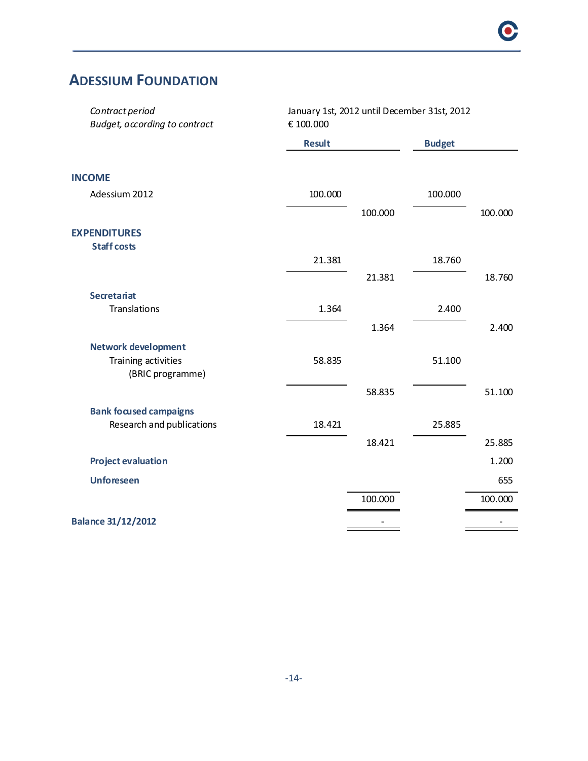## Adessium Foundation

| | |
|---|---|
| *Contract period* | January 1st, 2012 until December 31st, 2012 |
| *Budget, according to contract* | € 100.000 |

| | Result | | Budget | |
|---|---|---|---|---|
| **INCOME** | | | | |
| Adessium 2012 | 100.000 | | 100.000 | |
| | | 100.000 | | 100.000 |
| **EXPENDITURES** | | | | |
| **Staff costs** | | | | |
| | 21.381 | | 18.760 | |
| | | 21.381 | | 18.760 |
| **Secretariat** | | | | |
| Translations | 1.364 | | 2.400 | |
| | | 1.364 | | 2.400 |
| **Network development** | | | | |
| Training activities (BRIC programme) | 58.835 | | 51.100 | |
| | | 58.835 | | 51.100 |
| **Bank focused campaigns** | | | | |
| Research and publications | 18.421 | | 25.885 | |
| | | 18.421 | | 25.885 |
| **Project evaluation** | | | | 1.200 |
| **Unforeseen** | | | | 655 |
| | | 100.000 | | 100.000 |
| **Balance 31/12/2012** | | - | | - |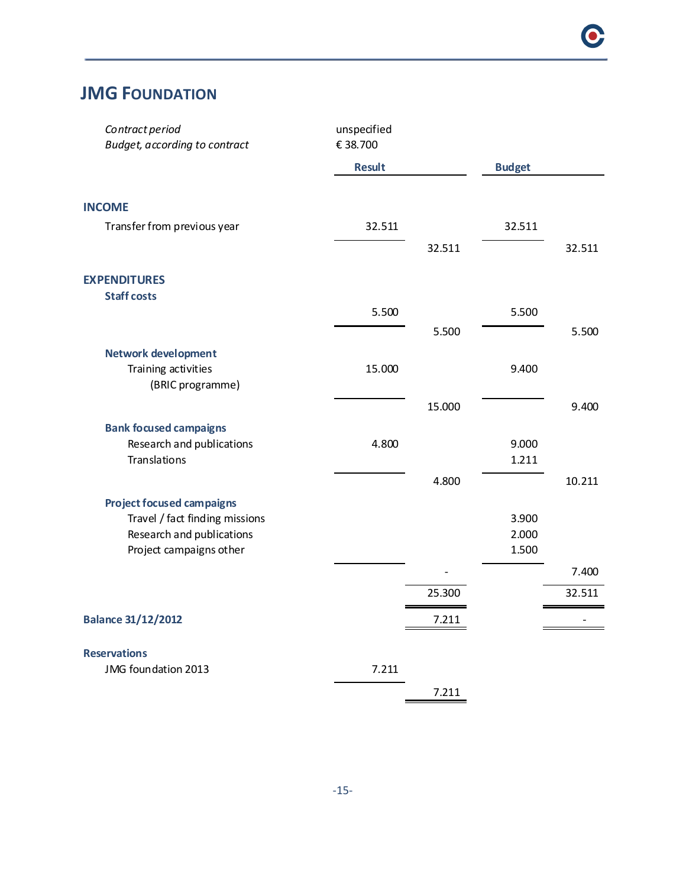## JMG FOUNDATION

| | | | | |
|---|---|---|---|---|
| *Contract period* | unspecified | | | |
| *Budget, according to contract* | € 38.700 | | | |
| | **Result** | | **Budget** | |
| **INCOME** | | | | |
| Transfer from previous year | 32.511 | | 32.511 | |
| | | 32.511 | | 32.511 |
| **EXPENDITURES** | | | | |
| **Staff costs** | | | | |
| | 5.500 | | 5.500 | |
| | | 5.500 | | 5.500 |
| **Network development** | | | | |
| Training activities (BRIC programme) | 15.000 | | 9.400 | |
| | | 15.000 | | 9.400 |
| **Bank focused campaigns** | | | | |
| Research and publications | 4.800 | | 9.000 | |
| Translations | | | 1.211 | |
| | | 4.800 | | 10.211 |
| **Project focused campaigns** | | | | |
| Travel / fact finding missions | | | 3.900 | |
| Research and publications | | | 2.000 | |
| Project campaigns other | | | 1.500 | |
| | | - | | 7.400 |
| | | 25.300 | | 32.511 |
| **Balance 31/12/2012** | | 7.211 | | - |
| **Reservations** | | | | |
| JMG foundation 2013 | 7.211 | | | |
| | | 7.211 | | |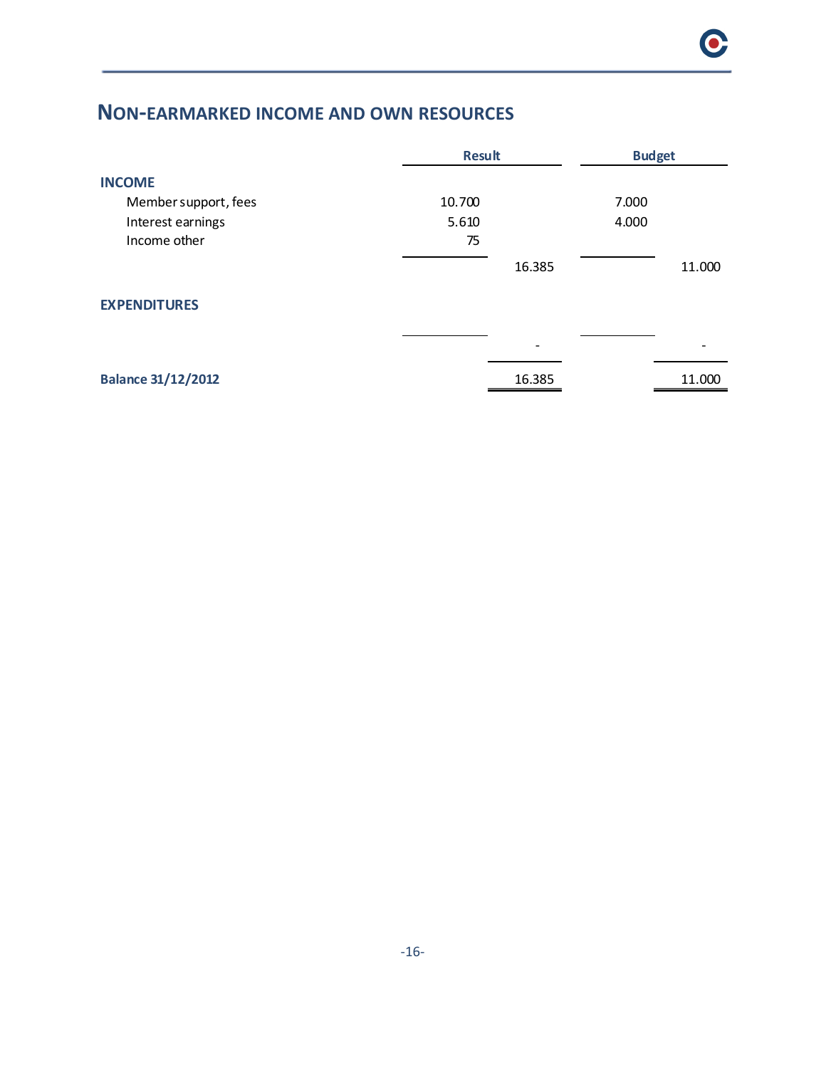## NON-EARMARKED INCOME AND OWN RESOURCES

| | Result | | Budget | |
|---|---|---|---|---|
| **INCOME** | | | | |
| Member support, fees | 10.700 | | 7.000 | |
| Interest earnings | 5.610 | | 4.000 | |
| Income other | 75 | | | |
| | | 16.385 | | 11.000 |
| **EXPENDITURES** | | | | |
| | | - | | - |
| **Balance 31/12/2012** | | 16.385 | | 11.000 |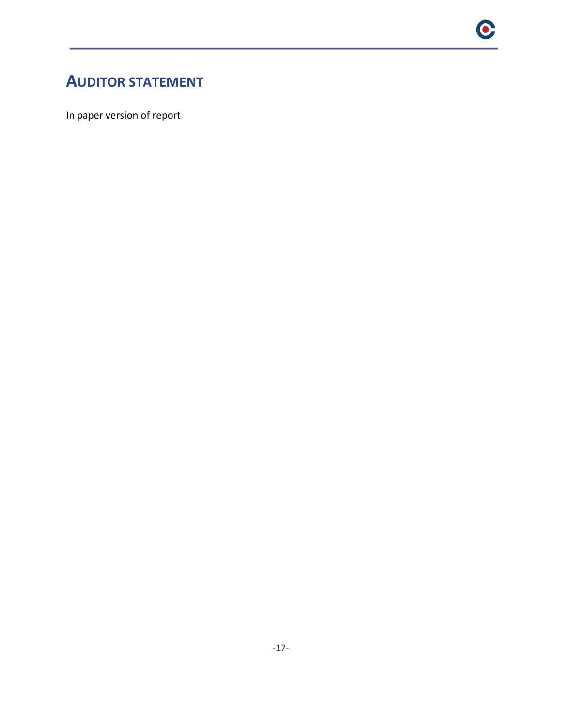# AUDITOR STATEMENT

In paper version of report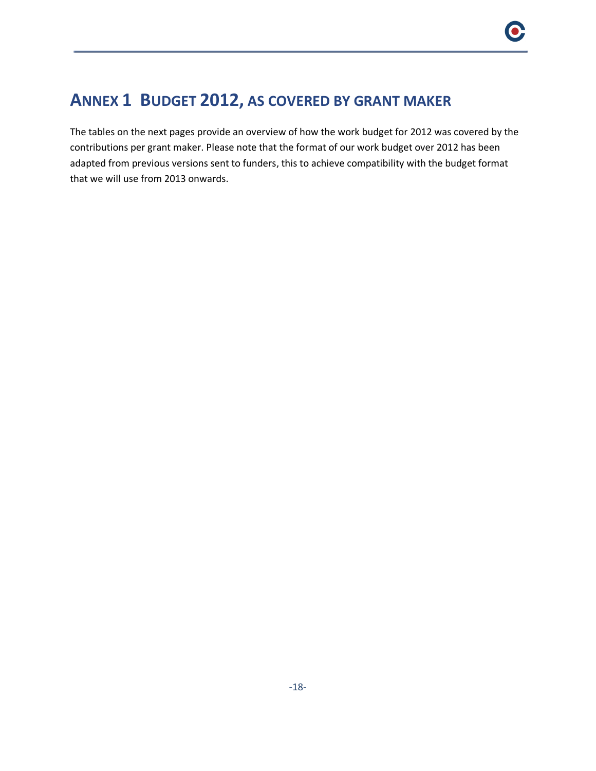# ANNEX 1 BUDGET 2012, AS COVERED BY GRANT MAKER

The tables on the next pages provide an overview of how the work budget for 2012 was covered by the contributions per grant maker. Please note that the format of our work budget over 2012 has been adapted from previous versions sent to funders, this to achieve compatibility with the budget format that we will use from 2013 onwards.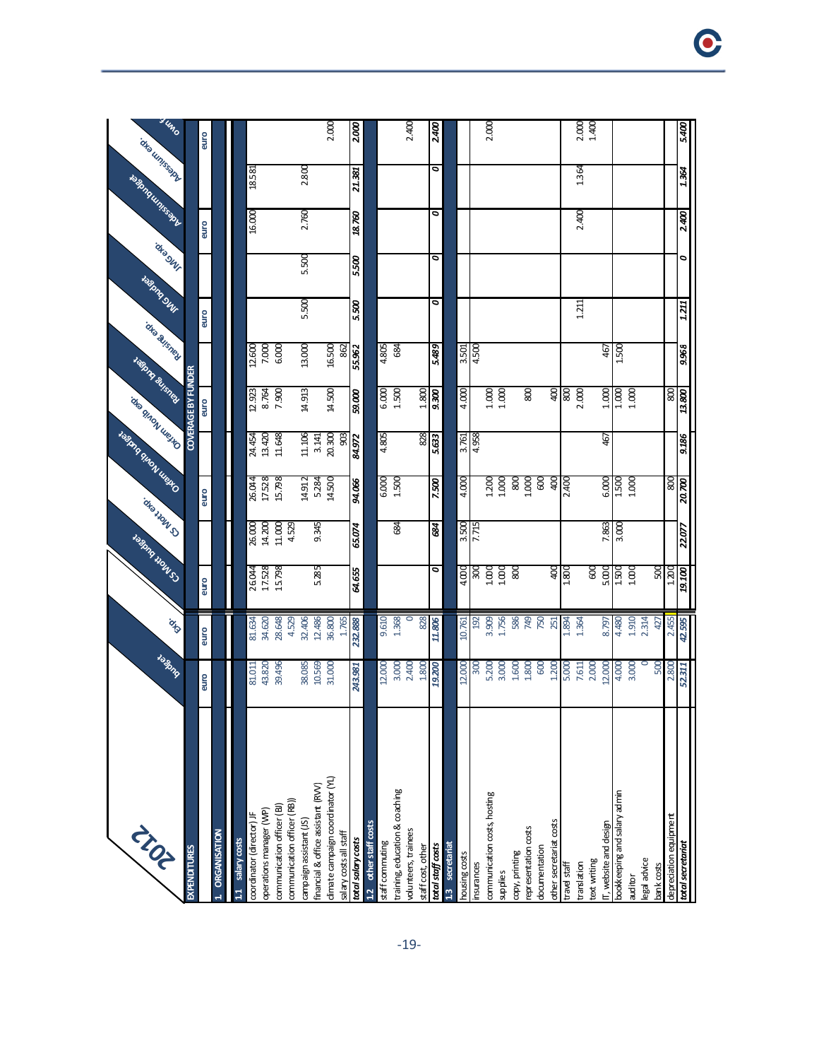# 2012

| EXPENDITURES | budget | Exp. | CS Mott budget | CS Mott exp. | Oxfam Novib budget | Oxfam Novib exp. | Rausing budget | Rausing exp. | JMG budget | JMG exp. | Adessium budget | Adessium exp. | own f... |
|---|---|---|---|---|---|---|---|---|---|---|---|---|---|
| | | | COVERAGE BY FUNDER | | | | | | | | | | |
| | euro | euro | euro | | euro | | euro | | euro | | euro | | euro |
| **1 ORGANISATION** | | | | | | | | | | | | | |
| **1.1 salary costs** | | | | | | | | | | | | | |
| coordinator (director) JF | 81.011 | 81.634 | 26.044 | 26.000 | 26.044 | 24.454 | 12.923 | 12.600 | | | 16.000 | 18.581 | |
| operations manager (WP) | 43.820 | 34.620 | 17.528 | 14.200 | 17.528 | 13.420 | 8.764 | 7.000 | | | | | |
| communication officer (BI) | 39.496 | 28.648 | 15.798 | 11.000 | 15.798 | 11.648 | 7.900 | 6.000 | | | | | |
| communication officer (RB)) | | 4.529 | | 4.529 | | | | | | | | | |
| campaign assistant (JS) | 38.085 | 32.406 | | | 14.912 | 11.106 | 14.913 | 13.000 | 5.500 | 5.500 | 2.760 | 2.800 | |
| financial & office assistant (RvV) | 10.569 | 12.486 | 5.285 | 9.345 | 5.284 | 3.141 | | | | | | | |
| climate campaign coordinator (YL) | 31.000 | 36.800 | | | 14.500 | 20.300 | 14.500 | 16.500 | | | | | 2.000 |
| salary costs all staff | | 1.765 | | | | 903 | | 862 | | | | | |
| *total salary costs* | *243.981* | *232.888* | *64.655* | *65.074* | *94.066* | *84.972* | *59.000* | *55.962* | *5.500* | *5.500* | *18.760* | *21.381* | *2.000* |
| **1.2 other staff costs** | | | | | | | | | | | | | |
| staff commuting | 12.000 | 9.610 | | | 6.000 | 4.805 | 6.000 | 4.805 | | | | | |
| training, education & coaching | 3.000 | 1.368 | | 684 | 1.500 | | 1.500 | 684 | | | | | |
| volunteers, trainees | 2.400 | 0 | | | | | | | | | | | 2.400 |
| staff cost, other | 1.800 | 828 | | | | 828 | 1.800 | | | | | | |
| *total staff costs* | *19.200* | *11.806* | *0* | *684* | *7.500* | *5.633* | *9.300* | *5.489* | *0* | *0* | *0* | *0* | *2.400* |
| **1.3 secretariat** | | | | | | | | | | | | | |
| housing costs | 12.000 | 10.761 | 4.000 | 3.500 | 4.000 | 3.761 | 4.000 | 3.501 | | | | | |
| insurances | 300 | 192 | 300 | 7.715 | | 4.958 | | 4.500 | | | | | |
| communication costs, hosting | 5.200 | 3.909 | 1.000 | | 1.200 | | 1.000 | | | | | | 2.000 |
| supplies | 3.000 | 1.756 | 1.000 | | 1.000 | | 1.000 | | | | | | |
| copy, printing | 1.600 | 586 | 800 | | 800 | | | | | | | | |
| representation costs | 1.800 | 749 | | | 1.000 | | 800 | | | | | | |
| documentation | 600 | 750 | | | 600 | | | | | | | | |
| other secretariat costs | 1.200 | 251 | 400 | | 400 | | 400 | | | | | | |
| travel staff | 5.000 | 1.894 | 1.800 | | 2.400 | | 800 | | | | | | |
| translation | 7.611 | 1.364 | | | | | 2.000 | | 1.211 | | 2.400 | 1.364 | 2.000 |
| text writing | 2.000 | | 600 | | | | | | | | | | 1.400 |
| IT, website and design | 12.000 | 8.797 | 5.000 | 7.863 | 6.000 | 467 | 1.000 | 467 | | | | | |
| bookkeeping and salary admin | 4.000 | 4.480 | 1.500 | 3.000 | 1.500 | | 1.000 | 1.500 | | | | | |
| auditor | 3.000 | 1.910 | 1.000 | | 1.000 | | 1.000 | | | | | | |
| legal advice | 0 | 2.314 | | | | | | | | | | | |
| bank costs | 500 | 427 | 500 | | | | | | | | | | |
| depreciation equipment | 2.800 | 2.455 | 1.200 | | 800 | | 800 | | | | | | |
| *total secretariat* | *52.311* | *42.595* | *19.100* | *22.077* | *20.700* | *9.186* | *13.800* | *9.968* | *1.211* | *0* | *2.400* | *1.364* | *5.400* |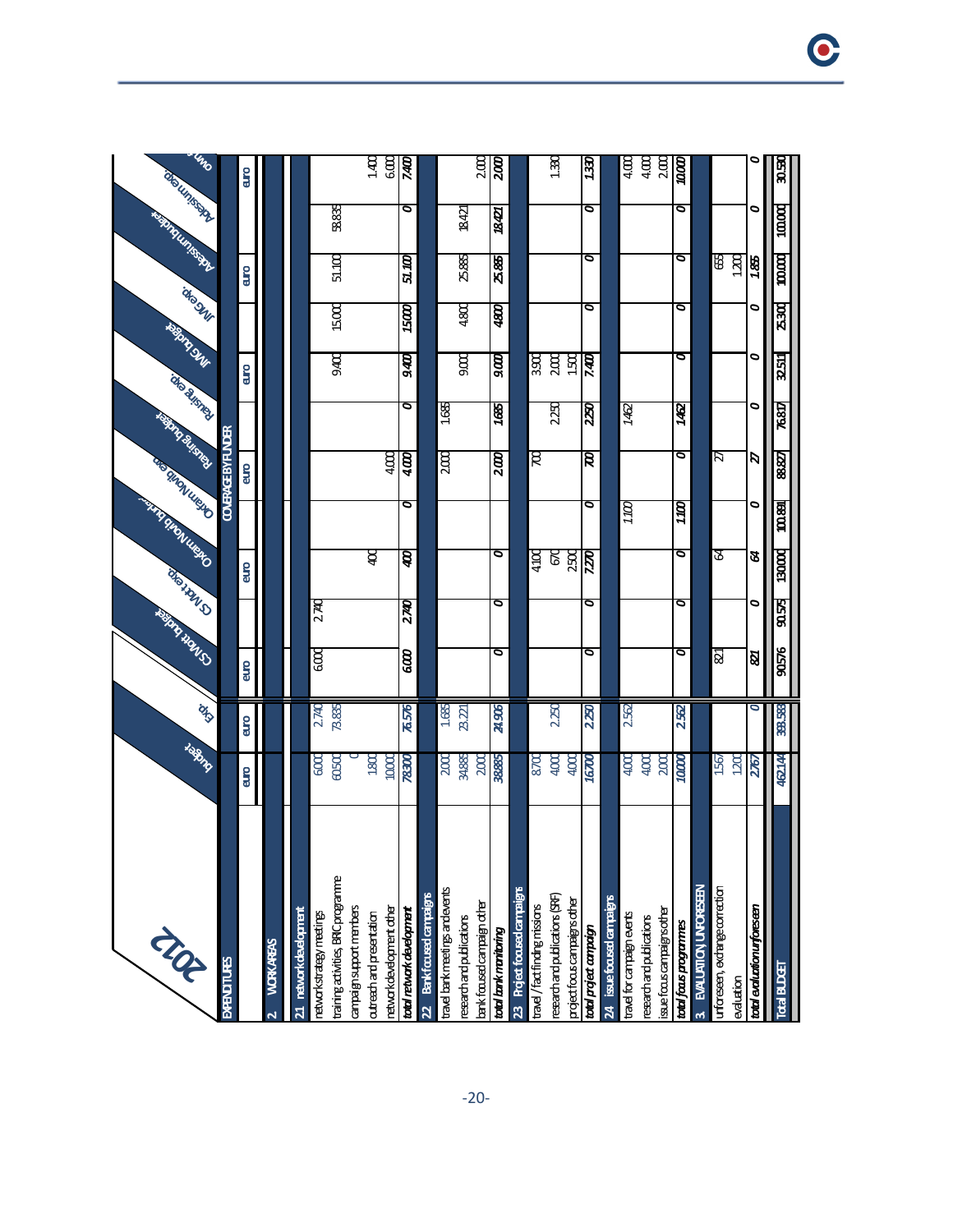# 2012

| EXPENDITURES | budget | Exp. | CS Mott budget | CS Mott exp. | Oxfam Novib budget | Oxfam Novib exp. | Rausing budget | Rausing exp. | JMG budget | JMG exp. | Adessium budget | Adessium exp. | Own exp. |
|---|---|---|---|---|---|---|---|---|---|---|---|---|---|
| | | | COVERAGE BY FUNDER | | | | | | | | | | |
| | euro | euro | euro | | euro | | euro | | euro | | euro | | euro |
| **2 WORK AREAS** | | | | | | | | | | | | | |
| **21 network development** | | | | | | | | | | | | | |
| network strategy meetings | 6.000 | 2.740 | 6.000 | 2.740 | | | | | | | | | |
| training activities, BRC programme | 60.500 | 73.835 | | | | | | | 9.400 | 15.000 | 51.100 | 58.835 | |
| campaign support members | 0 | | | | | | | | | | | | |
| outreach and presentation | 1.800 | | | | 400 | | | | | | | | 1.400 |
| network development other | 10.000 | | | | | | 4.000 | | | | | | 6.000 |
| *total network development* | *78.300* | *76.576* | *6.000* | *2.740* | *400* | *0* | *4.000* | *0* | *9.400* | *15.000* | *51.100* | *0* | *7.400* |
| **22 Bank focused campaigns** | | | | | | | | | | | | | |
| travel bank meetings and events | 2.000 | 1.685 | | | | | 2.000 | 1.685 | | | | | |
| research and publications | 34.885 | 23.221 | | | | | | | 9.000 | 4.800 | 25.885 | 18.421 | |
| bank focused campaign other | 2.000 | | | | | | | | | | | | 2.000 |
| *total bank monitoring* | *38.885* | *24.906* | *0* | *0* | *0* | | *2.000* | *1.685* | *9.000* | *4.800* | *25.885* | *18.421* | *2.000* |
| **23 Project focused campaigns** | | | | | | | | | | | | | |
| travel / fact finding missions | 8.700 | | | | 4.100 | | 700 | | 3.900 | | | | |
| research and publications (SRF) | 4.000 | 2.250 | | | 670 | | | 2.250 | 2.000 | | | | 1.330 |
| project focus campaigns other | 4.000 | | | | 2.500 | | | | 1.500 | | | | |
| *total project campaign* | *16.700* | *2.250* | *0* | *0* | *7.270* | *0* | *700* | *2.250* | *7.400* | *0* | *0* | *0* | *1.330* |
| **24 issue focused campaigns** | | | | | | | | | | | | | |
| travel for campaign events | 4.000 | 2.562 | | | | 1.100 | | 1.462 | | | | | 4.000 |
| research and publications | 4.000 | | | | | | | | | | | | 4.000 |
| issue focus campaigns other | 2.000 | | | | | | | | | | | | 2.000 |
| *total focus programmes* | *10.000* | *2.562* | *0* | *0* | *0* | *1.100* | *0* | *1.462* | *0* | *0* | *0* | *0* | *10.000* |
| **3 EVALUATION, UNFORESEEN** | | | | | | | | | | | | | |
| unforeseen, exchange correction | 1.567 | | 821 | | 64 | | 27 | | | | 655 | | |
| evaluation | 1.200 | | | | | | | | | | 1.200 | | |
| *total evaluation unforeseen* | *2.767* | *0* | *821* | *0* | *64* | *0* | *27* | *0* | *0* | *0* | *1.855* | *0* | *0* |
| **Total BUDGET** | 462.144 | 389.583 | 90.576 | 90.575 | 130.000 | 100.881 | 88.827 | 76.817 | 32.511 | 25.300 | 100.000 | 100.000 | 30.580 |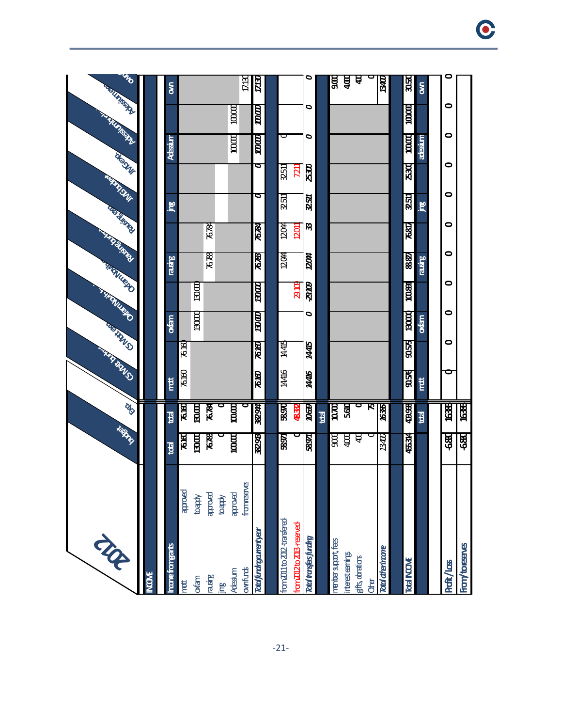# 2012

| | | budget | Exp. | CS Mott budget | CS Mott exp | OxfamNovib budget | OxfamNovib exp | Rausing budget | Rausing exp | JMG budget | JMGexp. | Adessium budget | Adessium exp | own |
|---|---|---|---|---|---|---|---|---|---|---|---|---|---|---|
| **INCOME** | | | | | | | | | | | | | | |
| **Income from grants** | | total | total | mott | | oxfam | | rausing | | jmg | | Adessium | | own |
| mott | approved | 76160 | 76160 | 76160 | 76160 | | | | | | | | | |
| oxfam | toapply | 130000 | 130000 | | | 130000 | 130000 | | | | | | | |
| rausing | approved | 76788 | 76784 | | | | | 76783 | 76784 | | | | | |
| jmg | toapply | 0 | 0 | | | | | | | | | | | |
| Adessium | approved | 100000 | 100000 | | | | | | | | | 100000 | 100000 | |
| ownfunds | fromreserves | 0 | 0 | | | | | | | | | | | 17130 |
| ***Total funding current year*** | | 382948 | 382944 | 76160 | 76160 | 130000 | 130000 | 76788 | 76784 | 0 | 0 | 100000 | 100000 | 17130 |
| | | | | | | | | | | | | | | |
| from 2011 to 2012 -transfered | | 58971 | 58970 | 14416 | 14415 | | | 12044 | 12044 | 32511 | 32511 | 0 | | |
| from 2012 to 2013 -reserved | | 0 | 48332 | | | | 29109 | | 12011 | | 7211 | | | |
| ***Total transfers funding*** | | 58971 | 10639 | 14416 | 14415 | 0 | -29109 | 12044 | 33 | 32511 | 25300 | 0 | 0 | 0 |
| | | | total | | | | | | | | | | | |
| member support, fees | | 9000 | 10700 | | | | | | | | | | | 9000 |
| interest earnings | | 4000 | 5610 | | | | | | | | | | | 4000 |
| gifts, donations | | 400 | 0 | | | | | | | | | | | 400 |
| Other | | 0 | 75 | | | | | | | | | | | 0 |
| ***Total other income*** | | 13400 | 16385 | | | | | | | | | | | 13400 |
| | | | | | | | | | | | | | | |
| **Total INCOME** | | 455314 | 409968 | 90576 | 90575 | 130000 | 100891 | 88827 | 76817 | 32511 | 25300 | 100000 | 100000 | 30530 |
| | | | total | mott | | oxfam | | rausing | | jmg | | adessium | | own |
| | | | | | | | | | | | | | | |
| **Profit / Loss** | | -6880 | 16385 | 0 | 0 | 0 | 0 | 0 | 0 | 0 | 0 | 0 | 0 | 0 |
| **From/to reserves** | | -6880 | 16385 | | | | | | | | | | | |